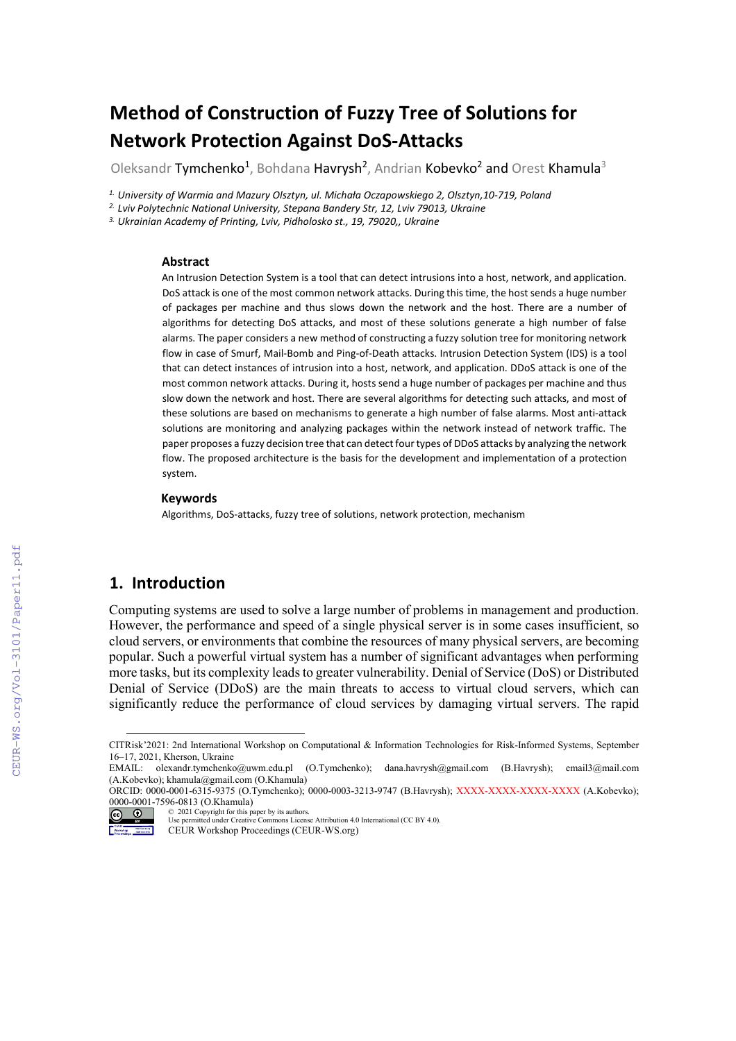# Method of Construction of Fuzzy Tree of Solutions for Network Protection Against DoS-Attacks

Oleksandr Tymchenko[1], Bohdana Havrysh[2], Andrian Kobevko[2] and Orest Khamula[3]

[1] *University of Warmia and Mazury Olsztyn, ul. Michała Oczapowskiego 2, Olsztyn,10-719, Poland*
[2] *Lviv Polytechnic National University, Stepana Bandery Str, 12, Lviv 79013, Ukraine*
[3] *Ukrainian Academy of Printing, Lviv, Pidholosko st., 19, 79020,, Ukraine*

### Abstract

An Intrusion Detection System is a tool that can detect intrusions into a host, network, and application. DoS attack is one of the most common network attacks. During this time, the host sends a huge number of packages per machine and thus slows down the network and the host. There are a number of algorithms for detecting DoS attacks, and most of these solutions generate a high number of false alarms. The paper considers a new method of constructing a fuzzy solution tree for monitoring network flow in case of Smurf, Mail-Bomb and Ping-of-Death attacks. Intrusion Detection System (IDS) is a tool that can detect instances of intrusion into a host, network, and application. DDoS attack is one of the most common network attacks. During it, hosts send a huge number of packages per machine and thus slow down the network and host. There are several algorithms for detecting such attacks, and most of these solutions are based on mechanisms to generate a high number of false alarms. Most anti-attack solutions are monitoring and analyzing packages within the network instead of network traffic. The paper proposes a fuzzy decision tree that can detect four types of DDoS attacks by analyzing the network flow. The proposed architecture is the basis for the development and implementation of a protection system.

### Keywords

Algorithms, DoS-attacks, fuzzy tree of solutions, network protection, mechanism

## 1. Introduction

Computing systems are used to solve a large number of problems in management and production. However, the performance and speed of a single physical server is in some cases insufficient, so cloud servers, or environments that combine the resources of many physical servers, are becoming popular. Such a powerful virtual system has a number of significant advantages when performing more tasks, but its complexity leads to greater vulnerability. Denial of Service (DoS) or Distributed Denial of Service (DDoS) are the main threats to access to virtual cloud servers, which can significantly reduce the performance of cloud services by damaging virtual servers. The rapid

---

CITRisk'2021: 2nd International Workshop on Computational & Information Technologies for Risk-Informed Systems, September 16–17, 2021, Kherson, Ukraine
EMAIL: olexandr.tymchenko@uwm.edu.pl (O.Tymchenko); dana.havrysh@gmail.com (B.Havrysh); email3@mail.com (A.Kobevko); khamula@gmail.com (O.Khamula)
ORCID: 0000-0001-6315-9375 (O.Tymchenko); 0000-0003-3213-9747 (B.Havrysh); XXXX-XXXX-XXXX-XXXX (A.Kobevko); 0000-0001-7596-0813 (O.Khamula)
© 2021 Copyright for this paper by its authors.
Use permitted under Creative Commons License Attribution 4.0 International (CC BY 4.0).
CEUR Workshop Proceedings (CEUR-WS.org)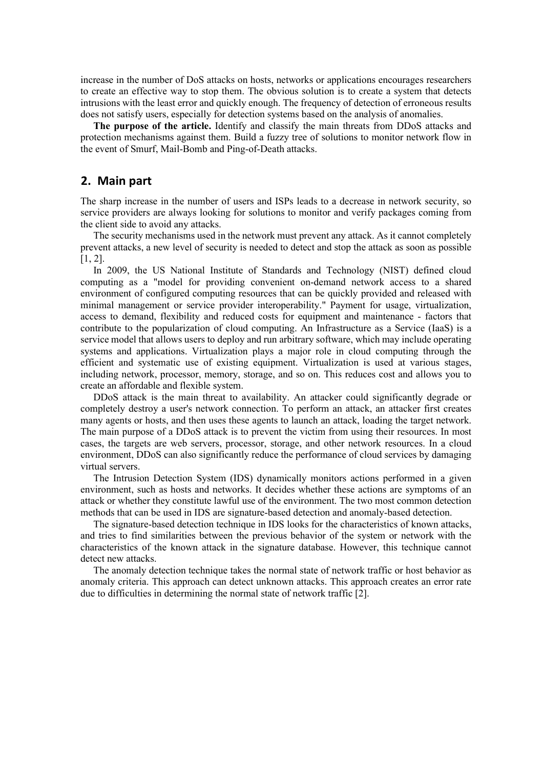increase in the number of DoS attacks on hosts, networks or applications encourages researchers to create an effective way to stop them. The obvious solution is to create a system that detects intrusions with the least error and quickly enough. The frequency of detection of erroneous results does not satisfy users, especially for detection systems based on the analysis of anomalies.

**The purpose of the article.** Identify and classify the main threats from DDoS attacks and protection mechanisms against them. Build a fuzzy tree of solutions to monitor network flow in the event of Smurf, Mail-Bomb and Ping-of-Death attacks.

## 2. Main part

The sharp increase in the number of users and ISPs leads to a decrease in network security, so service providers are always looking for solutions to monitor and verify packages coming from the client side to avoid any attacks.

The security mechanisms used in the network must prevent any attack. As it cannot completely prevent attacks, a new level of security is needed to detect and stop the attack as soon as possible [1, 2].

In 2009, the US National Institute of Standards and Technology (NIST) defined cloud computing as a "model for providing convenient on-demand network access to a shared environment of configured computing resources that can be quickly provided and released with minimal management or service provider interoperability." Payment for usage, virtualization, access to demand, flexibility and reduced costs for equipment and maintenance - factors that contribute to the popularization of cloud computing. An Infrastructure as a Service (IaaS) is a service model that allows users to deploy and run arbitrary software, which may include operating systems and applications. Virtualization plays a major role in cloud computing through the efficient and systematic use of existing equipment. Virtualization is used at various stages, including network, processor, memory, storage, and so on. This reduces cost and allows you to create an affordable and flexible system.

DDoS attack is the main threat to availability. An attacker could significantly degrade or completely destroy a user's network connection. To perform an attack, an attacker first creates many agents or hosts, and then uses these agents to launch an attack, loading the target network. The main purpose of a DDoS attack is to prevent the victim from using their resources. In most cases, the targets are web servers, processor, storage, and other network resources. In a cloud environment, DDoS can also significantly reduce the performance of cloud services by damaging virtual servers.

The Intrusion Detection System (IDS) dynamically monitors actions performed in a given environment, such as hosts and networks. It decides whether these actions are symptoms of an attack or whether they constitute lawful use of the environment. The two most common detection methods that can be used in IDS are signature-based detection and anomaly-based detection.

The signature-based detection technique in IDS looks for the characteristics of known attacks, and tries to find similarities between the previous behavior of the system or network with the characteristics of the known attack in the signature database. However, this technique cannot detect new attacks.

The anomaly detection technique takes the normal state of network traffic or host behavior as anomaly criteria. This approach can detect unknown attacks. This approach creates an error rate due to difficulties in determining the normal state of network traffic [2].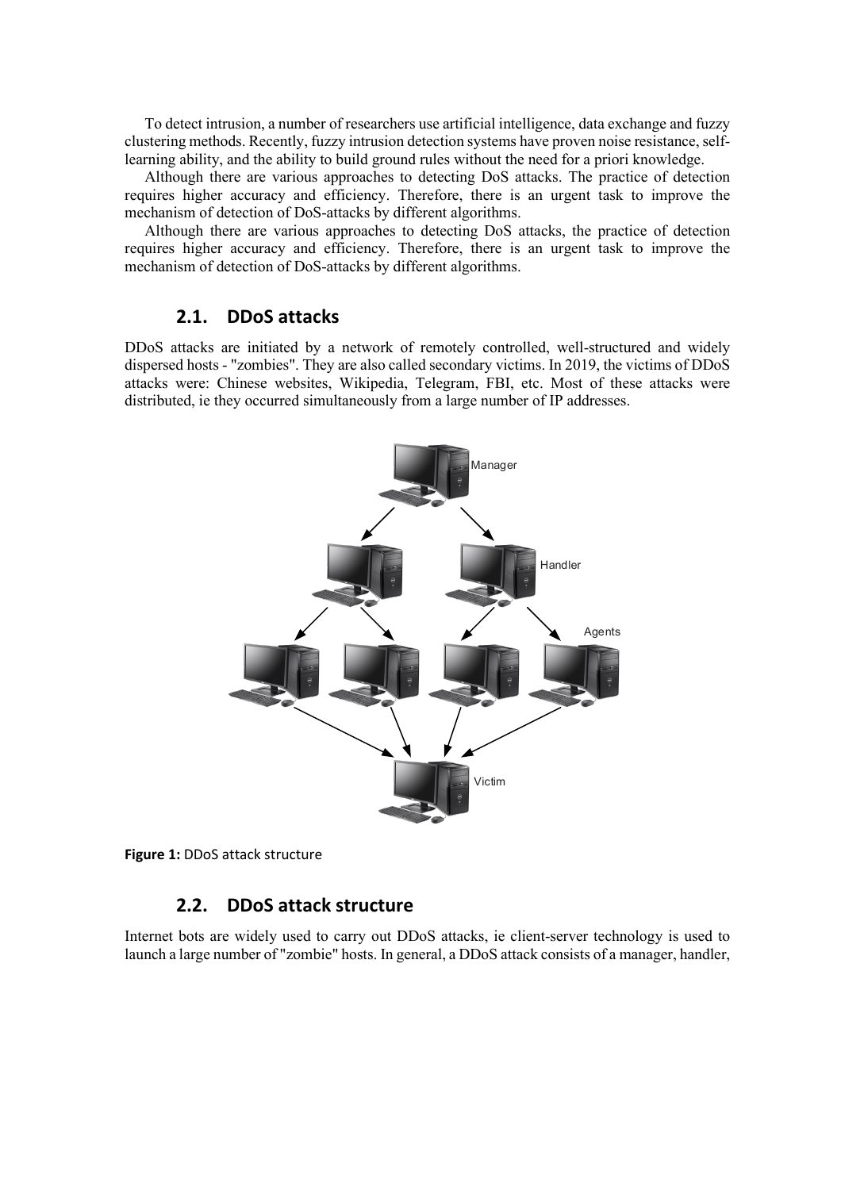To detect intrusion, a number of researchers use artificial intelligence, data exchange and fuzzy clustering methods. Recently, fuzzy intrusion detection systems have proven noise resistance, self-learning ability, and the ability to build ground rules without the need for a priori knowledge.

Although there are various approaches to detecting DoS attacks. The practice of detection requires higher accuracy and efficiency. Therefore, there is an urgent task to improve the mechanism of detection of DoS-attacks by different algorithms.

Although there are various approaches to detecting DoS attacks, the practice of detection requires higher accuracy and efficiency. Therefore, there is an urgent task to improve the mechanism of detection of DoS-attacks by different algorithms.

## 2.1. DDoS attacks

DDoS attacks are initiated by a network of remotely controlled, well-structured and widely dispersed hosts - "zombies". They are also called secondary victims. In 2019, the victims of DDoS attacks were: Chinese websites, Wikipedia, Telegram, FBI, etc. Most of these attacks were distributed, ie they occurred simultaneously from a large number of IP addresses.

**Figure 1:** DDoS attack structure

## 2.2. DDoS attack structure

Internet bots are widely used to carry out DDoS attacks, ie client-server technology is used to launch a large number of "zombie" hosts. In general, a DDoS attack consists of a manager, handler,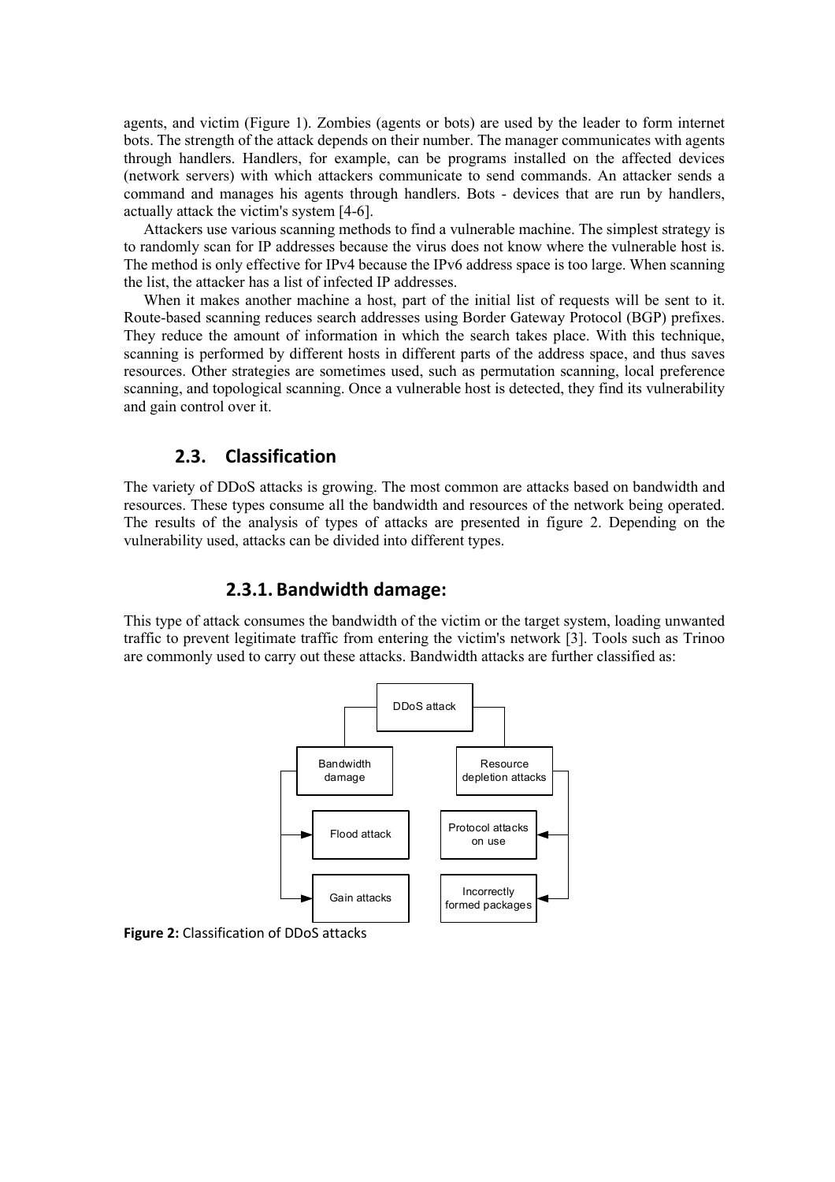agents, and victim (Figure 1). Zombies (agents or bots) are used by the leader to form internet bots. The strength of the attack depends on their number. The manager communicates with agents through handlers. Handlers, for example, can be programs installed on the affected devices (network servers) with which attackers communicate to send commands. An attacker sends a command and manages his agents through handlers. Bots - devices that are run by handlers, actually attack the victim's system [4-6].

Attackers use various scanning methods to find a vulnerable machine. The simplest strategy is to randomly scan for IP addresses because the virus does not know where the vulnerable host is. The method is only effective for IPv4 because the IPv6 address space is too large. When scanning the list, the attacker has a list of infected IP addresses.

When it makes another machine a host, part of the initial list of requests will be sent to it. Route-based scanning reduces search addresses using Border Gateway Protocol (BGP) prefixes. They reduce the amount of information in which the search takes place. With this technique, scanning is performed by different hosts in different parts of the address space, and thus saves resources. Other strategies are sometimes used, such as permutation scanning, local preference scanning, and topological scanning. Once a vulnerable host is detected, they find its vulnerability and gain control over it.

## 2.3. Classification

The variety of DDoS attacks is growing. The most common are attacks based on bandwidth and resources. These types consume all the bandwidth and resources of the network being operated. The results of the analysis of types of attacks are presented in figure 2. Depending on the vulnerability used, attacks can be divided into different types.

### 2.3.1. Bandwidth damage:

This type of attack consumes the bandwidth of the victim or the target system, loading unwanted traffic to prevent legitimate traffic from entering the victim's network [3]. Tools such as Trinoo are commonly used to carry out these attacks. Bandwidth attacks are further classified as:

DDoS attack
- Bandwidth damage
  - Flood attack
  - Gain attacks
- Resource depletion attacks
  - Protocol attacks on use
  - Incorrectly formed packages

**Figure 2:** Classification of DDoS attacks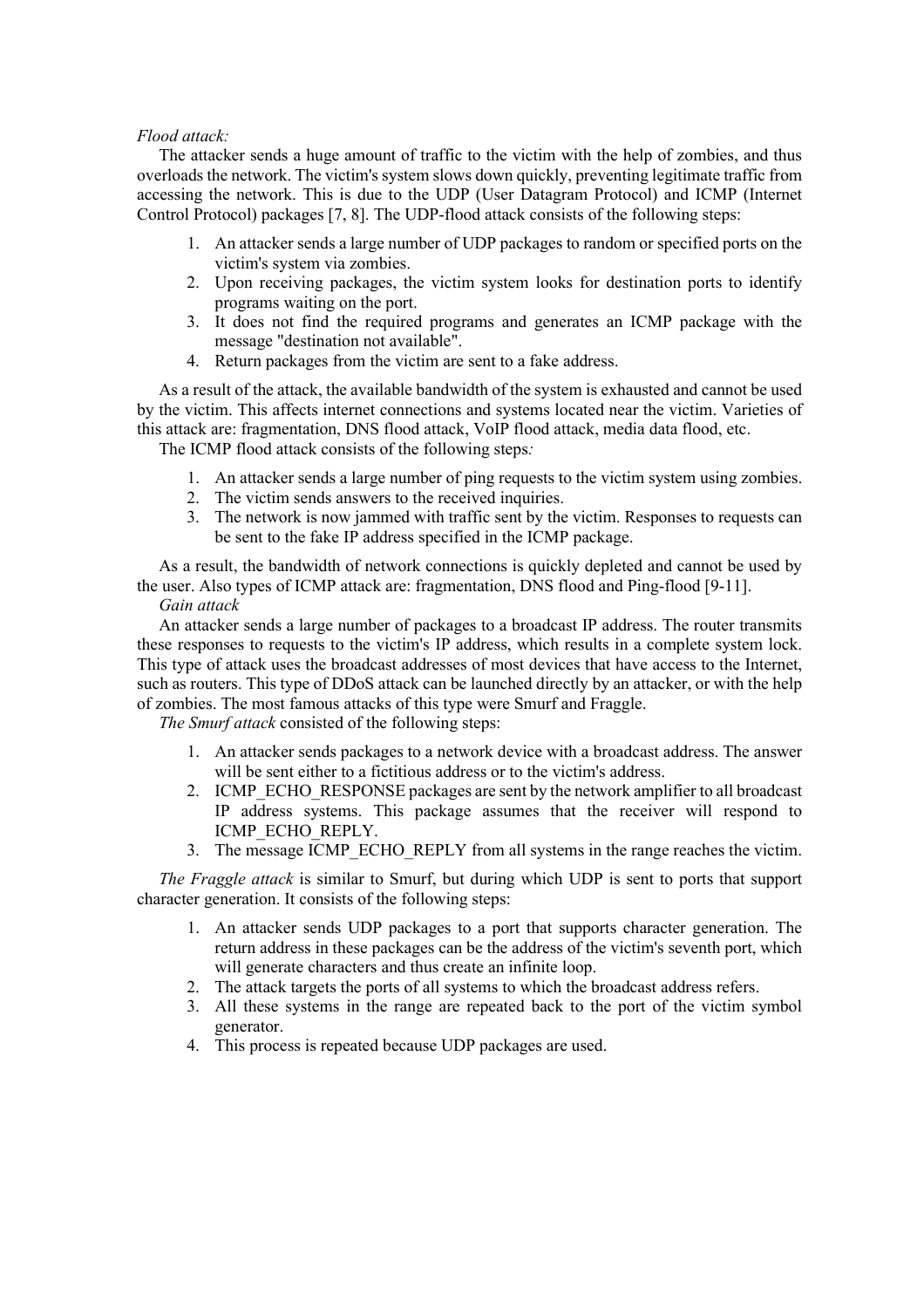*Flood attack:*

The attacker sends a huge amount of traffic to the victim with the help of zombies, and thus overloads the network. The victim's system slows down quickly, preventing legitimate traffic from accessing the network. This is due to the UDP (User Datagram Protocol) and ICMP (Internet Control Protocol) packages [7, 8]. The UDP-flood attack consists of the following steps:

1. An attacker sends a large number of UDP packages to random or specified ports on the victim's system via zombies.
2. Upon receiving packages, the victim system looks for destination ports to identify programs waiting on the port.
3. It does not find the required programs and generates an ICMP package with the message "destination not available".
4. Return packages from the victim are sent to a fake address.

As a result of the attack, the available bandwidth of the system is exhausted and cannot be used by the victim. This affects internet connections and systems located near the victim. Varieties of this attack are: fragmentation, DNS flood attack, VoIP flood attack, media data flood, etc.

The ICMP flood attack consists of the following steps*:*

1. An attacker sends a large number of ping requests to the victim system using zombies.
2. The victim sends answers to the received inquiries.
3. The network is now jammed with traffic sent by the victim. Responses to requests can be sent to the fake IP address specified in the ICMP package.

As a result, the bandwidth of network connections is quickly depleted and cannot be used by the user. Also types of ICMP attack are: fragmentation, DNS flood and Ping-flood [9-11].

*Gain attack*

An attacker sends a large number of packages to a broadcast IP address. The router transmits these responses to requests to the victim's IP address, which results in a complete system lock. This type of attack uses the broadcast addresses of most devices that have access to the Internet, such as routers. This type of DDoS attack can be launched directly by an attacker, or with the help of zombies. The most famous attacks of this type were Smurf and Fraggle.

*The Smurf attack* consisted of the following steps:

1. An attacker sends packages to a network device with a broadcast address. The answer will be sent either to a fictitious address or to the victim's address.
2. ICMP_ECHO_RESPONSE packages are sent by the network amplifier to all broadcast IP address systems. This package assumes that the receiver will respond to ICMP_ECHO_REPLY.
3. The message ICMP_ECHO_REPLY from all systems in the range reaches the victim.

*The Fraggle attack* is similar to Smurf, but during which UDP is sent to ports that support character generation. It consists of the following steps:

1. An attacker sends UDP packages to a port that supports character generation. The return address in these packages can be the address of the victim's seventh port, which will generate characters and thus create an infinite loop.
2. The attack targets the ports of all systems to which the broadcast address refers.
3. All these systems in the range are repeated back to the port of the victim symbol generator.
4. This process is repeated because UDP packages are used.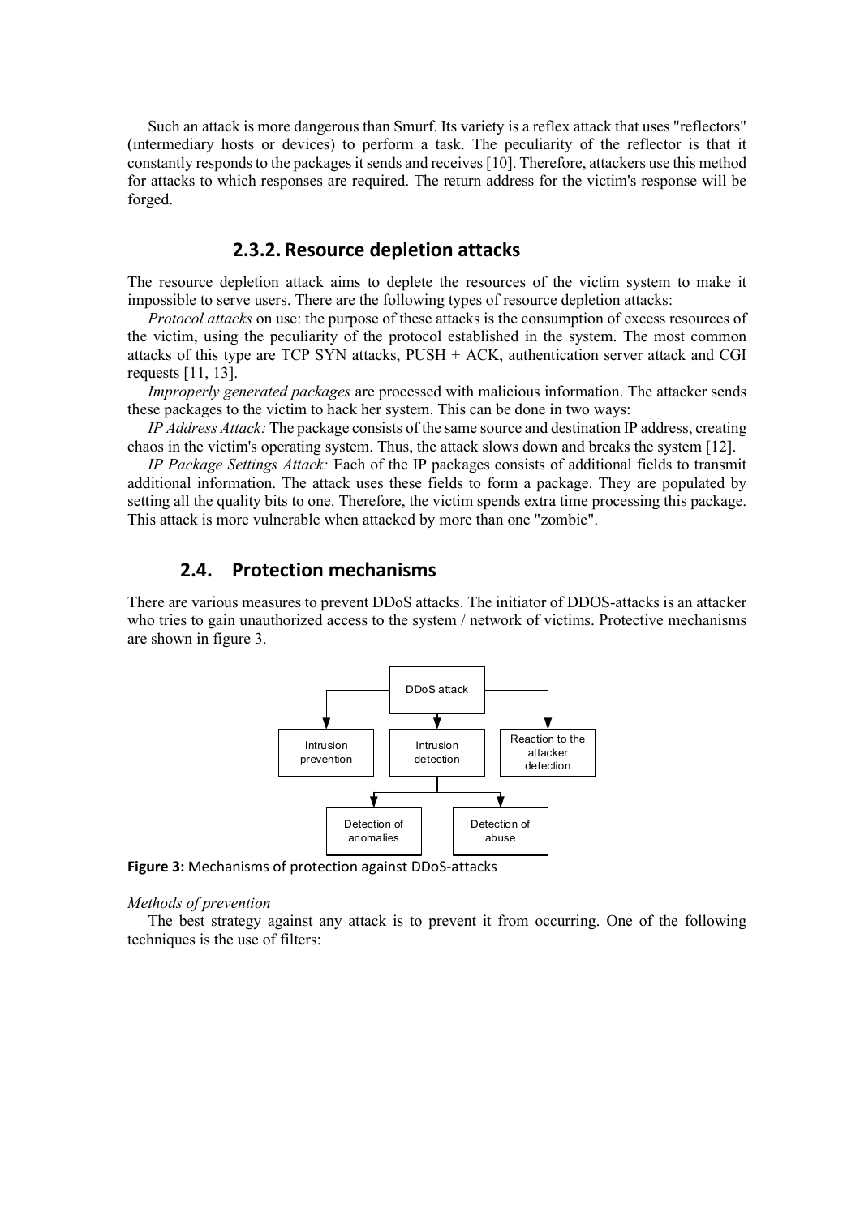Such an attack is more dangerous than Smurf. Its variety is a reflex attack that uses "reflectors" (intermediary hosts or devices) to perform a task. The peculiarity of the reflector is that it constantly responds to the packages it sends and receives [10]. Therefore, attackers use this method for attacks to which responses are required. The return address for the victim's response will be forged.

### 2.3.2. Resource depletion attacks

The resource depletion attack aims to deplete the resources of the victim system to make it impossible to serve users. There are the following types of resource depletion attacks:

*Protocol attacks* on use: the purpose of these attacks is the consumption of excess resources of the victim, using the peculiarity of the protocol established in the system. The most common attacks of this type are TCP SYN attacks, PUSH + ACK, authentication server attack and CGI requests [11, 13].

*Improperly generated packages* are processed with malicious information. The attacker sends these packages to the victim to hack her system. This can be done in two ways:

*IP Address Attack:* The package consists of the same source and destination IP address, creating chaos in the victim's operating system. Thus, the attack slows down and breaks the system [12].

*IP Package Settings Attack:* Each of the IP packages consists of additional fields to transmit additional information. The attack uses these fields to form a package. They are populated by setting all the quality bits to one. Therefore, the victim spends extra time processing this package. This attack is more vulnerable when attacked by more than one "zombie".

## 2.4. Protection mechanisms

There are various measures to prevent DDoS attacks. The initiator of DDOS-attacks is an attacker who tries to gain unauthorized access to the system / network of victims. Protective mechanisms are shown in figure 3.

DDoS attack

Intrusion prevention | Intrusion detection | Reaction to the attacker detection

Detection of anomalies | Detection of abuse

**Figure 3:** Mechanisms of protection against DDoS-attacks

*Methods of prevention*

The best strategy against any attack is to prevent it from occurring. One of the following techniques is the use of filters: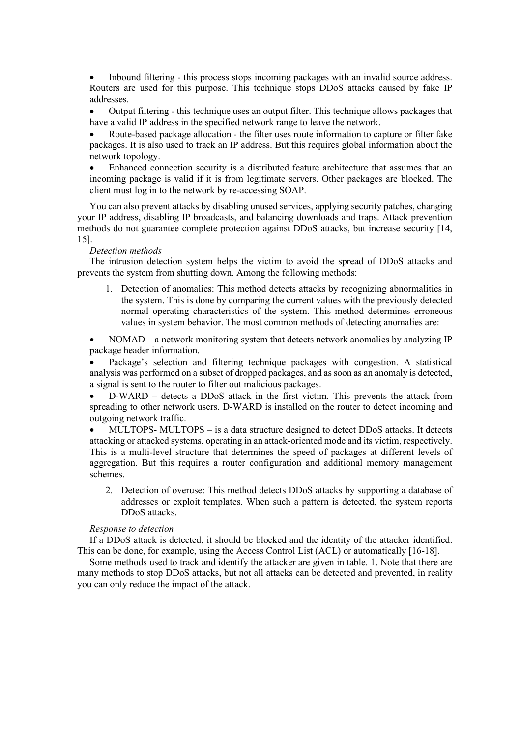- Inbound filtering - this process stops incoming packages with an invalid source address. Routers are used for this purpose. This technique stops DDoS attacks caused by fake IP addresses.
- Output filtering - this technique uses an output filter. This technique allows packages that have a valid IP address in the specified network range to leave the network.
- Route-based package allocation - the filter uses route information to capture or filter fake packages. It is also used to track an IP address. But this requires global information about the network topology.
- Enhanced connection security is a distributed feature architecture that assumes that an incoming package is valid if it is from legitimate servers. Other packages are blocked. The client must log in to the network by re-accessing SOAP.

You can also prevent attacks by disabling unused services, applying security patches, changing your IP address, disabling IP broadcasts, and balancing downloads and traps. Attack prevention methods do not guarantee complete protection against DDoS attacks, but increase security [14, 15].

*Detection methods*

The intrusion detection system helps the victim to avoid the spread of DDoS attacks and prevents the system from shutting down. Among the following methods:

1. Detection of anomalies: This method detects attacks by recognizing abnormalities in the system. This is done by comparing the current values with the previously detected normal operating characteristics of the system. This method determines erroneous values in system behavior. The most common methods of detecting anomalies are:

- NOMAD – a network monitoring system that detects network anomalies by analyzing IP package header information.
- Package's selection and filtering technique packages with congestion. A statistical analysis was performed on a subset of dropped packages, and as soon as an anomaly is detected, a signal is sent to the router to filter out malicious packages.
- D-WARD – detects a DDoS attack in the first victim. This prevents the attack from spreading to other network users. D-WARD is installed on the router to detect incoming and outgoing network traffic.
- MULTOPS- MULTOPS – is a data structure designed to detect DDoS attacks. It detects attacking or attacked systems, operating in an attack-oriented mode and its victim, respectively. This is a multi-level structure that determines the speed of packages at different levels of aggregation. But this requires a router configuration and additional memory management schemes.

2. Detection of overuse: This method detects DDoS attacks by supporting a database of addresses or exploit templates. When such a pattern is detected, the system reports DDoS attacks.

*Response to detection*

If a DDoS attack is detected, it should be blocked and the identity of the attacker identified. This can be done, for example, using the Access Control List (ACL) or automatically [16-18].

Some methods used to track and identify the attacker are given in table. 1. Note that there are many methods to stop DDoS attacks, but not all attacks can be detected and prevented, in reality you can only reduce the impact of the attack.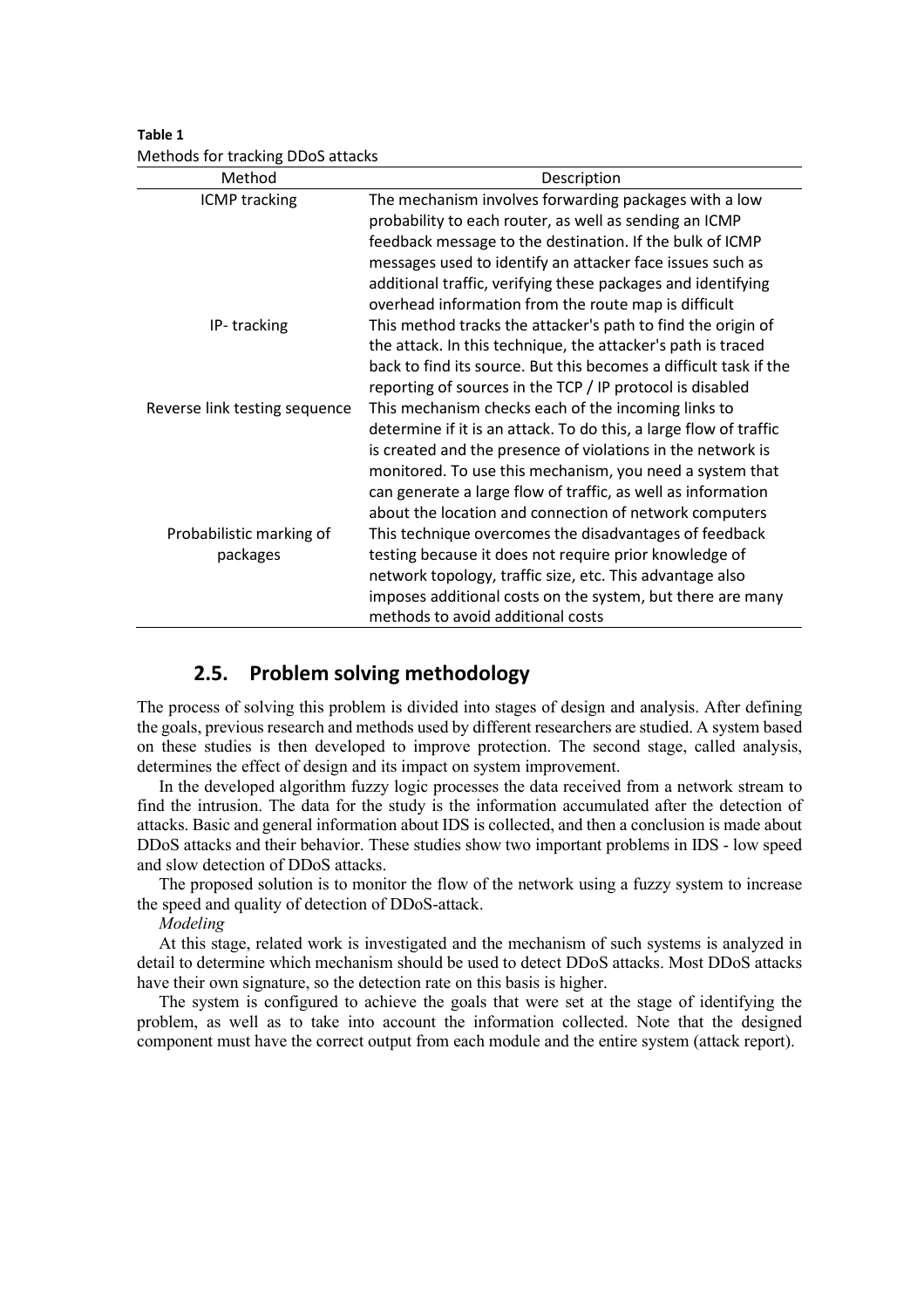**Table 1**
Methods for tracking DDoS attacks

| Method | Description |
|---|---|
| ICMP tracking | The mechanism involves forwarding packages with a low probability to each router, as well as sending an ICMP feedback message to the destination. If the bulk of ICMP messages used to identify an attacker face issues such as additional traffic, verifying these packages and identifying overhead information from the route map is difficult |
| IP- tracking | This method tracks the attacker's path to find the origin of the attack. In this technique, the attacker's path is traced back to find its source. But this becomes a difficult task if the reporting of sources in the TCP / IP protocol is disabled |
| Reverse link testing sequence | This mechanism checks each of the incoming links to determine if it is an attack. To do this, a large flow of traffic is created and the presence of violations in the network is monitored. To use this mechanism, you need a system that can generate a large flow of traffic, as well as information about the location and connection of network computers |
| Probabilistic marking of packages | This technique overcomes the disadvantages of feedback testing because it does not require prior knowledge of network topology, traffic size, etc. This advantage also imposes additional costs on the system, but there are many methods to avoid additional costs |

## 2.5. Problem solving methodology

The process of solving this problem is divided into stages of design and analysis. After defining the goals, previous research and methods used by different researchers are studied. A system based on these studies is then developed to improve protection. The second stage, called analysis, determines the effect of design and its impact on system improvement.

In the developed algorithm fuzzy logic processes the data received from a network stream to find the intrusion. The data for the study is the information accumulated after the detection of attacks. Basic and general information about IDS is collected, and then a conclusion is made about DDoS attacks and their behavior. These studies show two important problems in IDS - low speed and slow detection of DDoS attacks.

The proposed solution is to monitor the flow of the network using a fuzzy system to increase the speed and quality of detection of DDoS-attack.

*Modeling*

At this stage, related work is investigated and the mechanism of such systems is analyzed in detail to determine which mechanism should be used to detect DDoS attacks. Most DDoS attacks have their own signature, so the detection rate on this basis is higher.

The system is configured to achieve the goals that were set at the stage of identifying the problem, as well as to take into account the information collected. Note that the designed component must have the correct output from each module and the entire system (attack report).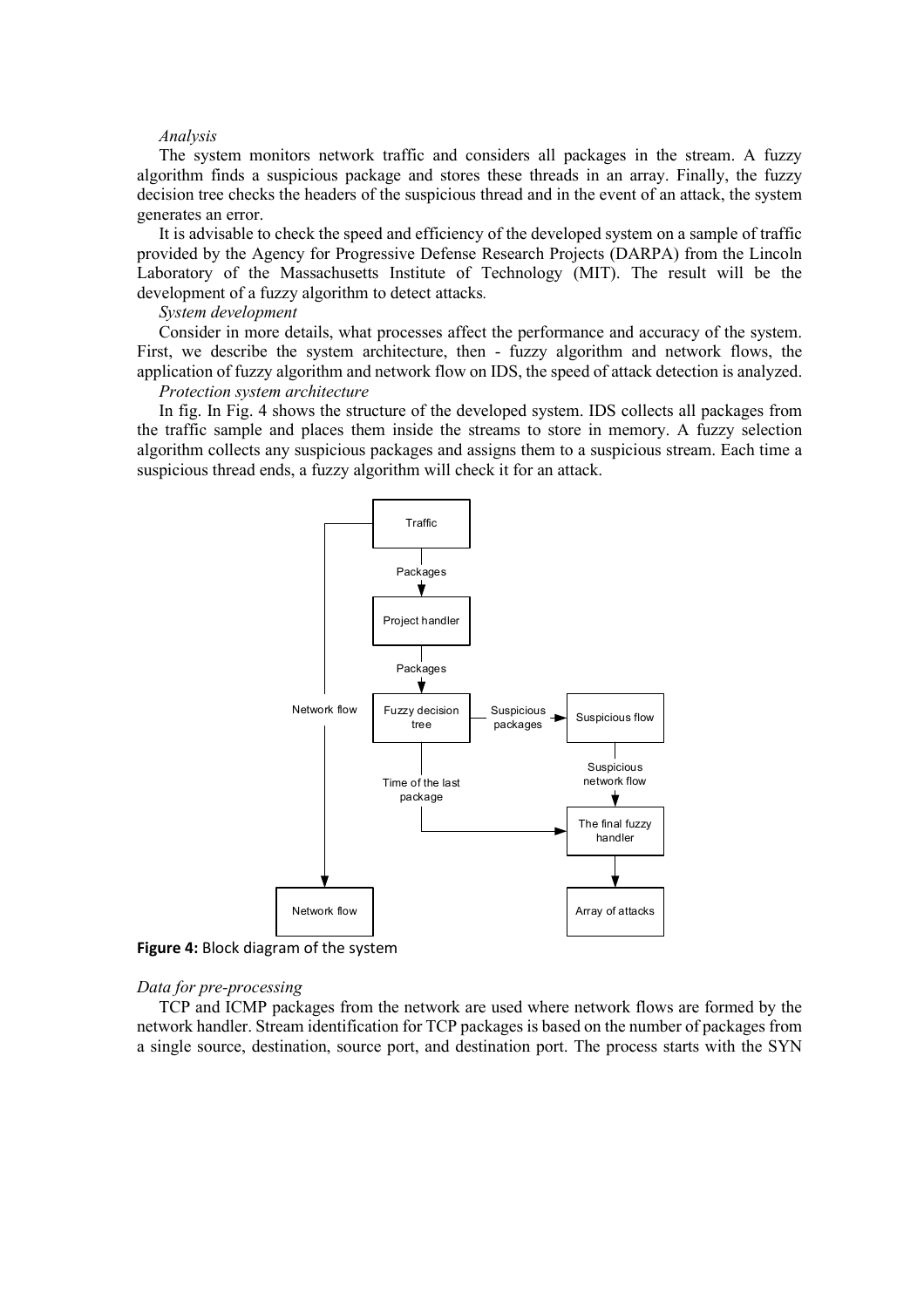*Analysis*

The system monitors network traffic and considers all packages in the stream. A fuzzy algorithm finds a suspicious package and stores these threads in an array. Finally, the fuzzy decision tree checks the headers of the suspicious thread and in the event of an attack, the system generates an error.

It is advisable to check the speed and efficiency of the developed system on a sample of traffic provided by the Agency for Progressive Defense Research Projects (DARPA) from the Lincoln Laboratory of the Massachusetts Institute of Technology (MIT). The result will be the development of a fuzzy algorithm to detect attacks.

*System development*

Consider in more details, what processes affect the performance and accuracy of the system. First, we describe the system architecture, then - fuzzy algorithm and network flows, the application of fuzzy algorithm and network flow on IDS, the speed of attack detection is analyzed.

*Protection system architecture*

In fig. In Fig. 4 shows the structure of the developed system. IDS collects all packages from the traffic sample and places them inside the streams to store in memory. A fuzzy selection algorithm collects any suspicious packages and assigns them to a suspicious stream. Each time a suspicious thread ends, a fuzzy algorithm will check it for an attack.

Traffic → Packages → Project handler → Packages → Fuzzy decision tree → Suspicious packages → Suspicious flow → Suspicious network flow → The final fuzzy handler → Array of attacks; Fuzzy decision tree → Time of the last package → The final fuzzy handler; Traffic → Network flow → Network flow

**Figure 4:** Block diagram of the system

*Data for pre-processing*

TCP and ICMP packages from the network are used where network flows are formed by the network handler. Stream identification for TCP packages is based on the number of packages from a single source, destination, source port, and destination port. The process starts with the SYN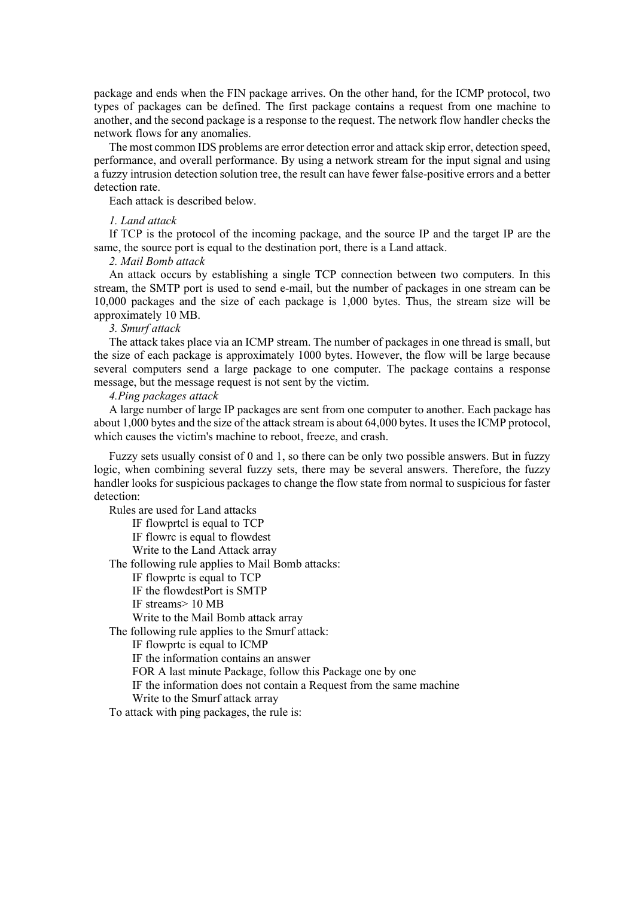package and ends when the FIN package arrives. On the other hand, for the ICMP protocol, two types of packages can be defined. The first package contains a request from one machine to another, and the second package is a response to the request. The network flow handler checks the network flows for any anomalies.

The most common IDS problems are error detection error and attack skip error, detection speed, performance, and overall performance. By using a network stream for the input signal and using a fuzzy intrusion detection solution tree, the result can have fewer false-positive errors and a better detection rate.

Each attack is described below.

*1. Land attack*

If TCP is the protocol of the incoming package, and the source IP and the target IP are the same, the source port is equal to the destination port, there is a Land attack.

*2. Mail Bomb attack*

An attack occurs by establishing a single TCP connection between two computers. In this stream, the SMTP port is used to send e-mail, but the number of packages in one stream can be 10,000 packages and the size of each package is 1,000 bytes. Thus, the stream size will be approximately 10 MB.

*3. Smurf attack*

The attack takes place via an ICMP stream. The number of packages in one thread is small, but the size of each package is approximately 1000 bytes. However, the flow will be large because several computers send a large package to one computer. The package contains a response message, but the message request is not sent by the victim.

*4.Ping packages attack*

A large number of large IP packages are sent from one computer to another. Each package has about 1,000 bytes and the size of the attack stream is about 64,000 bytes. It uses the ICMP protocol, which causes the victim's machine to reboot, freeze, and crash.

Fuzzy sets usually consist of 0 and 1, so there can be only two possible answers. But in fuzzy logic, when combining several fuzzy sets, there may be several answers. Therefore, the fuzzy handler looks for suspicious packages to change the flow state from normal to suspicious for faster detection:

Rules are used for Land attacks

IF flowprtcl is equal to TCP
IF flowrc is equal to flowdest
Write to the Land Attack array

The following rule applies to Mail Bomb attacks:

IF flowprtc is equal to TCP
IF the flowdestPort is SMTP
IF streams> 10 MB
Write to the Mail Bomb attack array

The following rule applies to the Smurf attack:

IF flowprtc is equal to ICMP
IF the information contains an answer
FOR A last minute Package, follow this Package one by one
IF the information does not contain a Request from the same machine
Write to the Smurf attack array

To attack with ping packages, the rule is: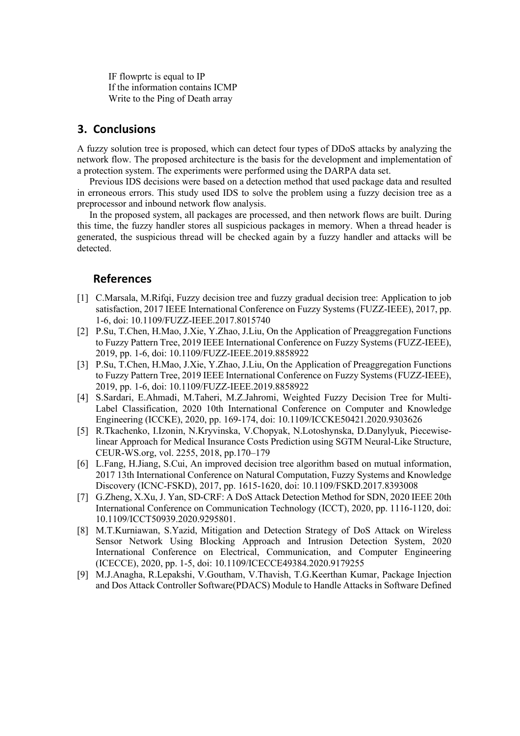IF flowprtc is equal to IP  
If the information contains ICMP  
Write to the Ping of Death array

## 3. Conclusions

A fuzzy solution tree is proposed, which can detect four types of DDoS attacks by analyzing the network flow. The proposed architecture is the basis for the development and implementation of a protection system. The experiments were performed using the DARPA data set.

Previous IDS decisions were based on a detection method that used package data and resulted in erroneous errors. This study used IDS to solve the problem using a fuzzy decision tree as a preprocessor and inbound network flow analysis.

In the proposed system, all packages are processed, and then network flows are built. During this time, the fuzzy handler stores all suspicious packages in memory. When a thread header is generated, the suspicious thread will be checked again by a fuzzy handler and attacks will be detected.

## References

[1] C.Marsala, M.Rifqi, Fuzzy decision tree and fuzzy gradual decision tree: Application to job satisfaction, 2017 IEEE International Conference on Fuzzy Systems (FUZZ-IEEE), 2017, pp. 1-6, doi: 10.1109/FUZZ-IEEE.2017.8015740

[2] P.Su, T.Chen, H.Mao, J.Xie, Y.Zhao, J.Liu, On the Application of Preaggregation Functions to Fuzzy Pattern Tree, 2019 IEEE International Conference on Fuzzy Systems (FUZZ-IEEE), 2019, pp. 1-6, doi: 10.1109/FUZZ-IEEE.2019.8858922

[3] P.Su, T.Chen, H.Mao, J.Xie, Y.Zhao, J.Liu, On the Application of Preaggregation Functions to Fuzzy Pattern Tree, 2019 IEEE International Conference on Fuzzy Systems (FUZZ-IEEE), 2019, pp. 1-6, doi: 10.1109/FUZZ-IEEE.2019.8858922

[4] S.Sardari, E.Ahmadi, M.Taheri, M.Z.Jahromi, Weighted Fuzzy Decision Tree for Multi-Label Classification, 2020 10th International Conference on Computer and Knowledge Engineering (ICCKE), 2020, pp. 169-174, doi: 10.1109/ICCKE50421.2020.9303626

[5] R.Tkachenko, I.Izonin, N.Kryvinska, V.Chopyak, N.Lotoshynska, D.Danylyuk, Piecewise-linear Approach for Medical Insurance Costs Prediction using SGTM Neural-Like Structure, CEUR-WS.org, vol. 2255, 2018, pp.170–179

[6] L.Fang, H.Jiang, S.Cui, An improved decision tree algorithm based on mutual information, 2017 13th International Conference on Natural Computation, Fuzzy Systems and Knowledge Discovery (ICNC-FSKD), 2017, pp. 1615-1620, doi: 10.1109/FSKD.2017.8393008

[7] G.Zheng, X.Xu, J. Yan, SD-CRF: A DoS Attack Detection Method for SDN, 2020 IEEE 20th International Conference on Communication Technology (ICCT), 2020, pp. 1116-1120, doi: 10.1109/ICCT50939.2020.9295801.

[8] M.T.Kurniawan, S.Yazid, Mitigation and Detection Strategy of DoS Attack on Wireless Sensor Network Using Blocking Approach and Intrusion Detection System, 2020 International Conference on Electrical, Communication, and Computer Engineering (ICECCE), 2020, pp. 1-5, doi: 10.1109/ICECCE49384.2020.9179255

[9] M.J.Anagha, R.Lepakshi, V.Goutham, V.Thavish, T.G.Keerthan Kumar, Package Injection and Dos Attack Controller Software(PDACS) Module to Handle Attacks in Software Defined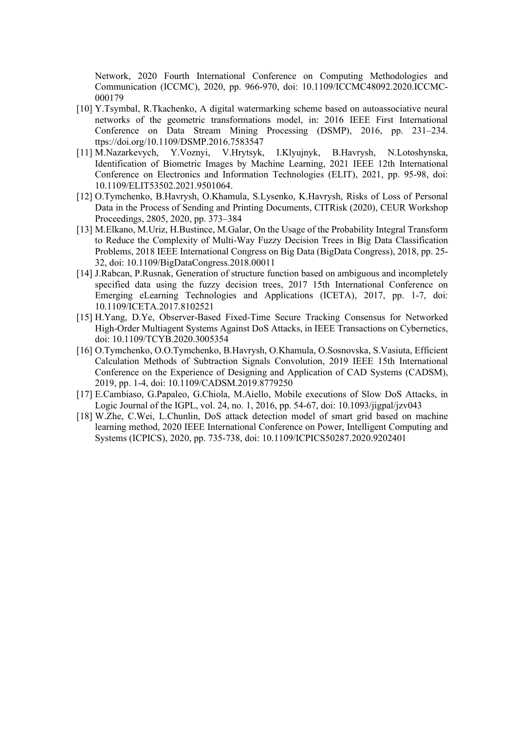Network, 2020 Fourth International Conference on Computing Methodologies and Communication (ICCMC), 2020, pp. 966-970, doi: 10.1109/ICCMC48092.2020.ICCMC-000179

[10] Y.Tsymbal, R.Tkachenko, A digital watermarking scheme based on autoassociative neural networks of the geometric transformations model, in: 2016 IEEE First International Conference on Data Stream Mining Processing (DSMP), 2016, pp. 231–234. ttps://doi.org/10.1109/DSMP.2016.7583547

[11] M.Nazarkevych, Y.Voznyi, V.Hrytsyk, I.Klyujnyk, B.Havrysh, N.Lotoshynska, Identification of Biometric Images by Machine Learning, 2021 IEEE 12th International Conference on Electronics and Information Technologies (ELIT), 2021, pp. 95-98, doi: 10.1109/ELIT53502.2021.9501064.

[12] O.Tymchenko, B.Havrysh, O.Khamula, S.Lysenko, K.Havrysh, Risks of Loss of Personal Data in the Process of Sending and Printing Documents, CITRisk (2020), CEUR Workshop Proceedings, 2805, 2020, pp. 373–384

[13] M.Elkano, M.Uriz, H.Bustince, M.Galar, On the Usage of the Probability Integral Transform to Reduce the Complexity of Multi-Way Fuzzy Decision Trees in Big Data Classification Problems, 2018 IEEE International Congress on Big Data (BigData Congress), 2018, pp. 25-32, doi: 10.1109/BigDataCongress.2018.00011

[14] J.Rabcan, P.Rusnak, Generation of structure function based on ambiguous and incompletely specified data using the fuzzy decision trees, 2017 15th International Conference on Emerging eLearning Technologies and Applications (ICETA), 2017, pp. 1-7, doi: 10.1109/ICETA.2017.8102521

[15] H.Yang, D.Ye, Observer-Based Fixed-Time Secure Tracking Consensus for Networked High-Order Multiagent Systems Against DoS Attacks, in IEEE Transactions on Cybernetics, doi: 10.1109/TCYB.2020.3005354

[16] O.Tymchenko, O.O.Tymchenko, B.Havrysh, O.Khamula, O.Sosnovska, S.Vasiuta, Efficient Calculation Methods of Subtraction Signals Convolution, 2019 IEEE 15th International Conference on the Experience of Designing and Application of CAD Systems (CADSM), 2019, pp. 1-4, doi: 10.1109/CADSM.2019.8779250

[17] E.Cambiaso, G.Papaleo, G.Chiola, M.Aiello, Mobile executions of Slow DoS Attacks, in Logic Journal of the IGPL, vol. 24, no. 1, 2016, pp. 54-67, doi: 10.1093/jigpal/jzv043

[18] W.Zhe, C.Wei, L.Chunlin, DoS attack detection model of smart grid based on machine learning method, 2020 IEEE International Conference on Power, Intelligent Computing and Systems (ICPICS), 2020, pp. 735-738, doi: 10.1109/ICPICS50287.2020.9202401